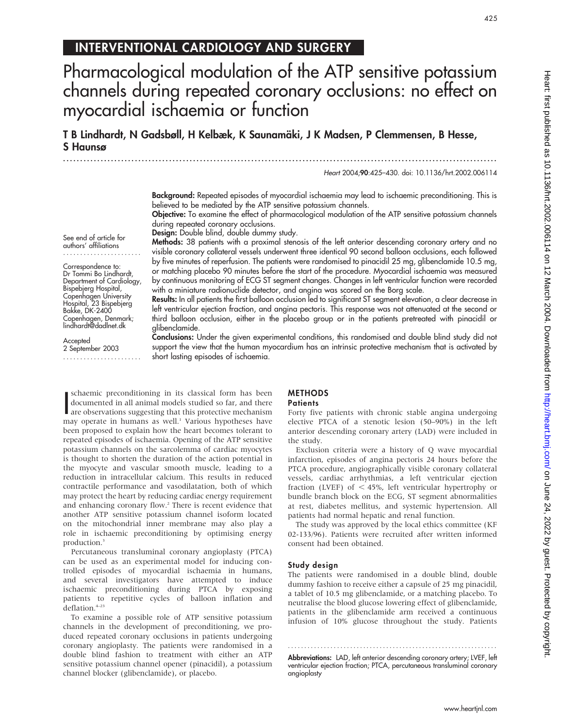INTERVENTIONAL CARDIOLOGY AND SURGERY

# Pharmacological modulation of the ATP sensitive potassium channels during repeated coronary occlusions: no effect on myocardial ischaemia or function

**T B Lindhardt, N Gadsbøll, H Kelbæk, K Saunamäki, J K Madsen, P Clemmensen, B Hesse, S Haunsø**

Heart 2004;**90**:425–430. doi: 10.1136/hrt.2002.006114

See end of article for authors' affiliations

Correspondence to: Dr Tommi Bo Lindhardt, Department of Cardiology, Bispebjerg Hospital, Copenhagen University Hospital, 23 Bispebjerg Bakke, DK-2400 Copenhagen, Denmark; lindhardt@dadlnet.dk

Accepted 2 September 2003

**Background:** Repeated episodes of myocardial ischaemia may lead to ischaemic preconditioning. This is believed to be mediated by the ATP sensitive potassium channels.

**Objective:** To examine the effect of pharmacological modulation of the ATP sensitive potassium channels during repeated coronary occlusions.

**Design:** Double blind, double dummy study.

**Methods:** 38 patients with a proximal stenosis of the left anterior descending coronary artery and no visible coronary collateral vessels underwent three identical 90 second balloon occlusions, each followed by five minutes of reperfusion. The patients were randomised to pinacidil 25 mg, glibenclamide 10.5 mg, or matching placebo 90 minutes before the start of the procedure. Myocardial ischaemia was measured by continuous monitoring of ECG ST segment changes. Changes in left ventricular function were recorded with a miniature radionuclide detector, and angina was scored on the Borg scale.

**Results:** In all patients the first balloon occlusion led to significant ST segment elevation, a clear decrease in left ventricular ejection fraction, and angina pectoris. This response was not attenuated at the second or third balloon occlusion, either in the placebo group or in the patients pretreated with pinacidil or glibenclamide.

**Conclusions:** Under the given experimental conditions, this randomised and double blind study did not support the view that the human myocardium has an intrinsic protective mechanism that is activated by short lasting episodes of ischaemia.

Ischaemic preconditioning in its classical form has been documented in all animal models studied so far, and there are observations suggesting that this protective mechanism may operate in humans as well.[1] Various hypotheses have been proposed to explain how the heart becomes tolerant to repeated episodes of ischaemia. Opening of the ATP sensitive potassium channels on the sarcolemma of cardiac myocytes is thought to shorten the duration of the action potential in the myocyte and vascular smooth muscle, leading to a reduction in intracellular calcium. This results in reduced contractile performance and vasodilatation, both of which may protect the heart by reducing cardiac energy requirement and enhancing coronary flow.[2] There is recent evidence that another ATP sensitive potassium channel isoform located on the mitochondrial inner membrane may also play a role in ischaemic preconditioning by optimising energy production.[3]

Percutaneous transluminal coronary angioplasty (PTCA) can be used as an experimental model for inducing controlled episodes of myocardial ischaemia in humans, and several investigators have attempted to induce ischaemic preconditioning during PTCA by exposing patients to repetitive cycles of balloon inflation and deflation.[4–23]

To examine a possible role of ATP sensitive potassium channels in the development of preconditioning, we produced repeated coronary occlusions in patients undergoing coronary angioplasty. The patients were randomised in a double blind fashion to treatment with either an ATP sensitive potassium channel opener (pinacidil), a potassium channel blocker (glibenclamide), or placebo.

## METHODS

### Patients

Forty five patients with chronic stable angina undergoing elective PTCA of a stenotic lesion (50–90%) in the left anterior descending coronary artery (LAD) were included in the study.

Exclusion criteria were a history of Q wave myocardial infarction, episodes of angina pectoris 24 hours before the PTCA procedure, angiographically visible coronary collateral vessels, cardiac arrhythmias, a left ventricular ejection fraction (LVEF) of < 45%, left ventricular hypertrophy or bundle branch block on the ECG, ST segment abnormalities at rest, diabetes mellitus, and systemic hypertension. All patients had normal hepatic and renal function.

The study was approved by the local ethics committee (KF 02-133/96). Patients were recruited after written informed consent had been obtained.

### Study design

The patients were randomised in a double blind, double dummy fashion to receive either a capsule of 25 mg pinacidil, a tablet of 10.5 mg glibenclamide, or a matching placebo. To neutralise the blood glucose lowering effect of glibenclamide, patients in the glibenclamide arm received a continuous infusion of 10% glucose throughout the study. Patients

**Abbreviations:** LAD, left anterior descending coronary artery; LVEF, left ventricular ejection fraction; PTCA, percutaneous transluminal coronary angioplasty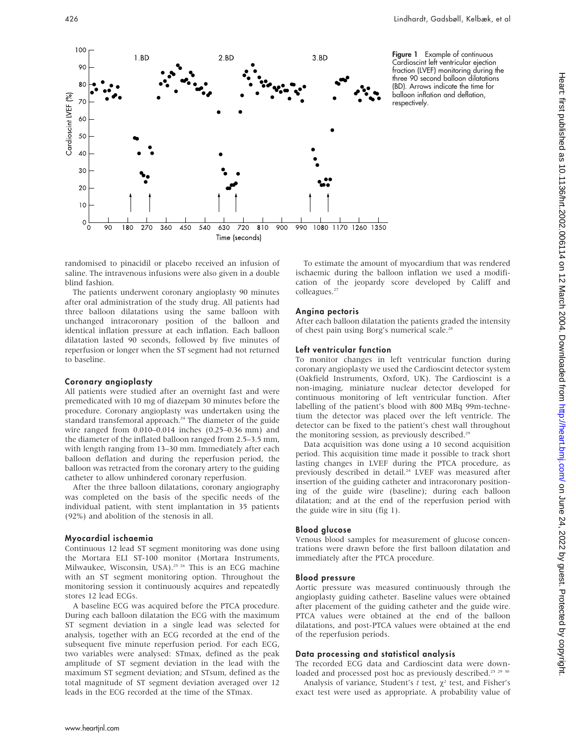Figure 1 Example of continuous Cardioscint left ventricular ejection fraction (LVEF) monitoring during the three 90 second balloon dilatations (BD). Arrows indicate the time for balloon inflation and deflation, respectively.

randomised to pinacidil or placebo received an infusion of saline. The intravenous infusions were also given in a double blind fashion.

The patients underwent coronary angioplasty 90 minutes after oral administration of the study drug. All patients had three balloon dilatations using the same balloon with unchanged intracoronary position of the balloon and identical inflation pressure at each inflation. Each balloon dilatation lasted 90 seconds, followed by five minutes of reperfusion or longer when the ST segment had not returned to baseline.

### Coronary angioplasty

All patients were studied after an overnight fast and were premedicated with 10 mg of diazepam 30 minutes before the procedure. Coronary angioplasty was undertaken using the standard transfemoral approach.[24] The diameter of the guide wire ranged from 0.010–0.014 inches (0.25–0.36 mm) and the diameter of the inflated balloon ranged from 2.5–3.5 mm, with length ranging from 13–30 mm. Immediately after each balloon deflation and during the reperfusion period, the balloon was retracted from the coronary artery to the guiding catheter to allow unhindered coronary reperfusion.

After the three balloon dilatations, coronary angiography was completed on the basis of the specific needs of the individual patient, with stent implantation in 35 patients (92%) and abolition of the stenosis in all.

### Myocardial ischaemia

Continuous 12 lead ST segment monitoring was done using the Mortara ELI ST-100 monitor (Mortara Instruments, Milwaukee, Wisconsin, USA).[25 26] This is an ECG machine with an ST segment monitoring option. Throughout the monitoring session it continuously acquires and repeatedly stores 12 lead ECGs.

A baseline ECG was acquired before the PTCA procedure. During each balloon dilatation the ECG with the maximum ST segment deviation in a single lead was selected for analysis, together with an ECG recorded at the end of the subsequent five minute reperfusion period. For each ECG, two variables were analysed: STmax, defined as the peak amplitude of ST segment deviation in the lead with the maximum ST segment deviation; and STsum, defined as the total magnitude of ST segment deviation averaged over 12 leads in the ECG recorded at the time of the STmax.

To estimate the amount of myocardium that was rendered ischaemic during the balloon inflation we used a modification of the jeopardy score developed by Califf and colleagues.[27]

### Angina pectoris

After each balloon dilatation the patients graded the intensity of chest pain using Borg's numerical scale.[28]

### Left ventricular function

To monitor changes in left ventricular function during coronary angioplasty we used the Cardioscint detector system (Oakfield Instruments, Oxford, UK). The Cardioscint is a non-imaging, miniature nuclear detector developed for continuous monitoring of left ventricular function. After labelling of the patient's blood with 800 MBq 99m-technetium the detector was placed over the left ventricle. The detector can be fixed to the patient's chest wall throughout the monitoring session, as previously described.[29]

Data acquisition was done using a 10 second acquisition period. This acquisition time made it possible to track short lasting changes in LVEF during the PTCA procedure, as previously described in detail.[24] LVEF was measured after insertion of the guiding catheter and intracoronary positioning of the guide wire (baseline); during each balloon dilatation; and at the end of the reperfusion period with the guide wire in situ (fig 1).

### Blood glucose

Venous blood samples for measurement of glucose concentrations were drawn before the first balloon dilatation and immediately after the PTCA procedure.

### Blood pressure

Aortic pressure was measured continuously through the angioplasty guiding catheter. Baseline values were obtained after placement of the guiding catheter and the guide wire. PTCA values were obtained at the end of the balloon dilatations, and post-PTCA values were obtained at the end of the reperfusion periods.

### Data processing and statistical analysis

The recorded ECG data and Cardioscint data were downloaded and processed post hoc as previously described.[25 29 30]

Analysis of variance, Student's *t* test, $\chi^2$ test, and Fisher's exact test were used as appropriate. A probability value of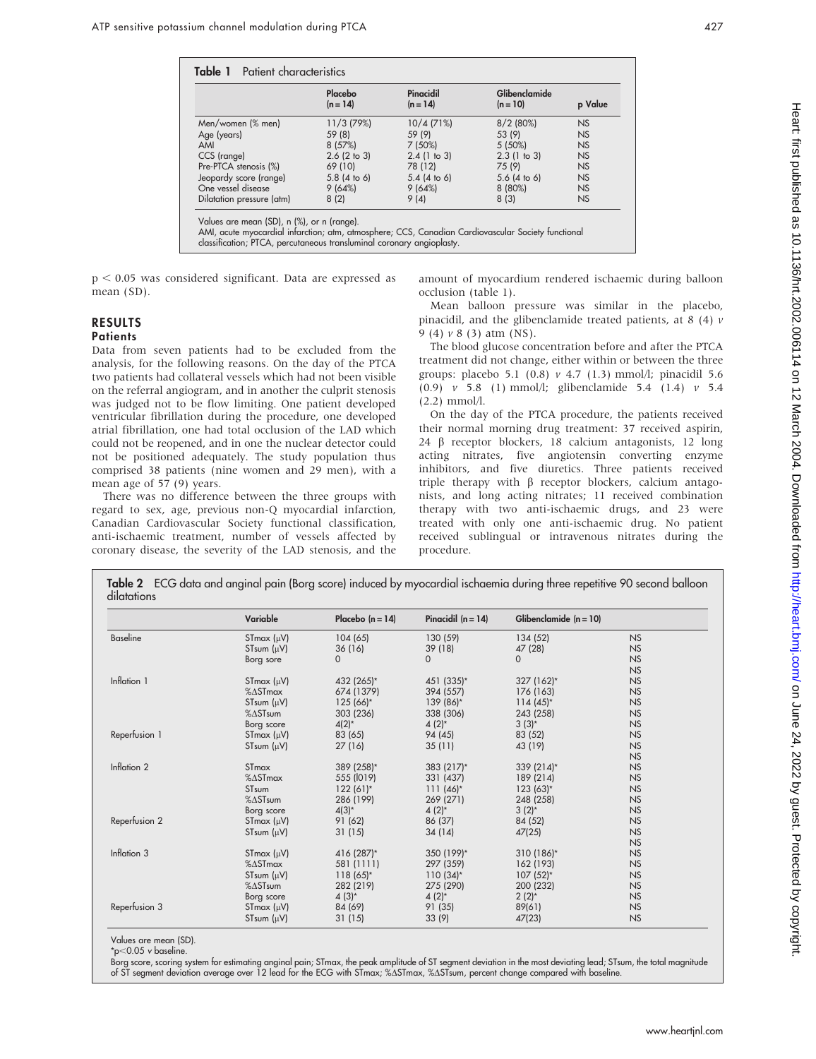**Table 1** Patient characteristics

| | Placebo (n = 14) | Pinacidil (n = 14) | Glibenclamide (n = 10) | p Value |
|---|---|---|---|---|
| Men/women (% men) | 11/3 (79%) | 10/4 (71%) | 8/2 (80%) | NS |
| Age (years) | 59 (8) | 59 (9) | 53 (9) | NS |
| AMI | 8 (57%) | 7 (50%) | 5 (50%) | NS |
| CCS (range) | 2.6 (2 to 3) | 2.4 (1 to 3) | 2.3 (1 to 3) | NS |
| Pre-PTCA stenosis (%) | 69 (10) | 78 (12) | 75 (9) | NS |
| Jeopardy score (range) | 5.8 (4 to 6) | 5.4 (4 to 6) | 5.6 (4 to 6) | NS |
| One vessel disease | 9 (64%) | 9 (64%) | 8 (80%) | NS |
| Dilatation pressure (atm) | 8 (2) | 9 (4) | 8 (3) | NS |

Values are mean (SD), n (%), or n (range).
AMI, acute myocardial infarction; atm, atmosphere; CCS, Canadian Cardiovascular Society functional classification; PTCA, percutaneous transluminal coronary angioplasty.

$p < 0.05$ was considered significant. Data are expressed as mean (SD).

## RESULTS

### Patients

Data from seven patients had to be excluded from the analysis, for the following reasons. On the day of the PTCA two patients had collateral vessels which had not been visible on the referral angiogram, and in another the culprit stenosis was judged not to be flow limiting. One patient developed ventricular fibrillation during the procedure, one developed atrial fibrillation, one had total occlusion of the LAD which could not be reopened, and in one the nuclear detector could not be positioned adequately. The study population thus comprised 38 patients (nine women and 29 men), with a mean age of 57 (9) years.

There was no difference between the three groups with regard to sex, age, previous non-Q myocardial infarction, Canadian Cardiovascular Society functional classification, anti-ischaemic treatment, number of vessels affected by coronary disease, the severity of the LAD stenosis, and the amount of myocardium rendered ischaemic during balloon occlusion (table 1).

Mean balloon pressure was similar in the placebo, pinacidil, and the glibenclamide treated patients, at 8 (4) *v* 9 (4) *v* 8 (3) atm (NS).

The blood glucose concentration before and after the PTCA treatment did not change, either within or between the three groups: placebo 5.1 (0.8) *v* 4.7 (1.3) mmol/l; pinacidil 5.6 (0.9) *v* 5.8 (1) mmol/l; glibenclamide 5.4 (1.4) *v* 5.4 (2.2) mmol/l.

On the day of the PTCA procedure, the patients received their normal morning drug treatment: 37 received aspirin, 24 β receptor blockers, 18 calcium antagonists, 12 long acting nitrates, five angiotensin converting enzyme inhibitors, and five diuretics. Three patients received triple therapy with β receptor blockers, calcium antagonists, and long acting nitrates; 11 received combination therapy with two anti-ischaemic drugs, and 23 were treated with only one anti-ischaemic drug. No patient received sublingual or intravenous nitrates during the procedure.

**Table 2** ECG data and anginal pain (Borg score) induced by myocardial ischaemia during three repetitive 90 second balloon dilatations

| | Variable | Placebo (n = 14) | Pinacidil (n = 14) | Glibenclamide (n = 10) | |
|---|---|---|---|---|---|
| Baseline | STmax (μV) | 104 (65) | 130 (59) | 134 (52) | NS |
| | STsum (μV) | 36 (16) | 39 (18) | 47 (28) | NS |
| | Borg sore | 0 | 0 | 0 | NS |
| | | | | | NS |
| Inflation 1 | STmax (μV) | 432 (265)* | 451 (335)* | 327 (162)* | NS |
| | %ΔSTmax | 674 (1379) | 394 (557) | 176 (163) | NS |
| | STsum (μV) | 125 (66)* | 139 (86)* | 114 (45)* | NS |
| | %ΔSTsum | 303 (236) | 338 (306) | 243 (258) | NS |
| | Borg score | 4(2)* | 4 (2)* | 3 (3)* | NS |
| Reperfusion 1 | STmax (μV) | 83 (65) | 94 (45) | 83 (52) | NS |
| | STsum (μV) | 27 (16) | 35 (11) | 43 (19) | NS |
| | | | | | NS |
| Inflation 2 | STmax | 389 (258)* | 383 (217)* | 339 (214)* | NS |
| | %ΔSTmax | 555 (l019) | 331 (437) | 189 (214) | NS |
| | STsum | 122 (61)* | 111 (46)* | 123 (63)* | NS |
| | %ΔSTsum | 286 (199) | 269 (271) | 248 (258) | NS |
| | Borg score | 4(3)* | 4 (2)* | 3 (2)* | NS |
| Reperfusion 2 | STmax (μV) | 91 (62) | 86 (37) | 84 (52) | NS |
| | STsum (μV) | 31 (15) | 34 (14) | 47(25) | NS |
| | | | | | NS |
| Inflation 3 | STmax (μV) | 416 (287)* | 350 (199)* | 310 (186)* | NS |
| | %ΔSTmax | 581 (1111) | 297 (359) | 162 (193) | NS |
| | STsum (μV) | 118 (65)* | 110 (34)* | 107 (52)* | NS |
| | %ΔSTsum | 282 (219) | 275 (290) | 200 (232) | NS |
| | Borg score | 4 (3)* | 4 (2)* | 2 (2)* | NS |
| Reperfusion 3 | STmax (μV) | 84 (69) | 91 (35) | 89(61) | NS |
| | STsum (μV) | 31 (15) | 33 (9) | 47(23) | NS |

Values are mean (SD).
*$p<0.05$ *v* baseline.
Borg score, scoring system for estimating anginal pain; STmax, the peak amplitude of ST segment deviation in the most deviating lead; STsum, the total magnitude of ST segment deviation average over 12 lead for the ECG with STmax; %ΔSTmax, %ΔSTsum, percent change compared with baseline.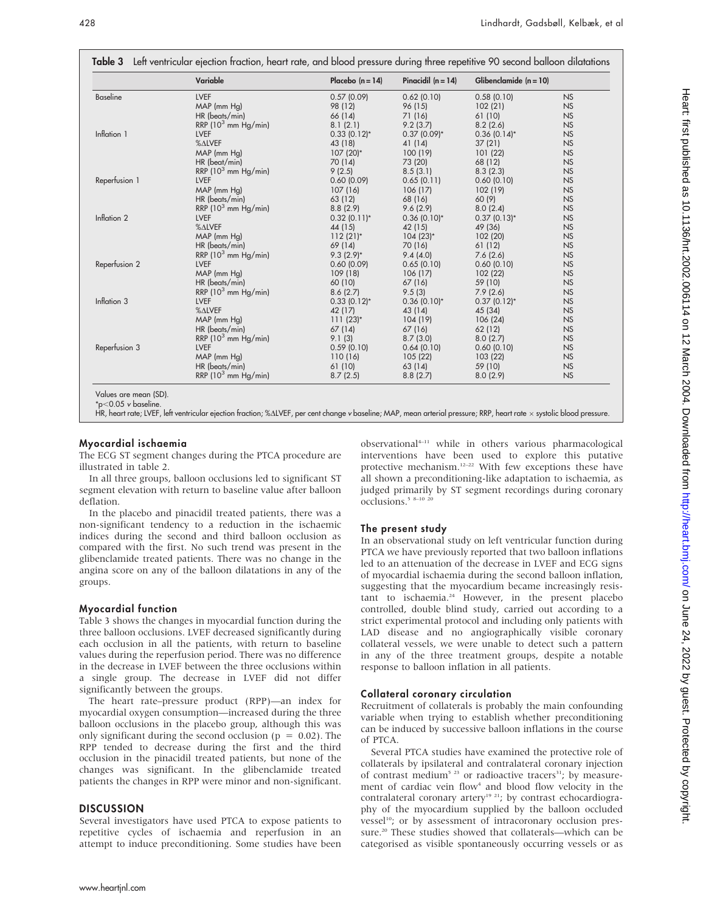**Table 3** Left ventricular ejection fraction, heart rate, and blood pressure during three repetitive 90 second balloon dilatations

| | Variable | Placebo (n = 14) | Pinacidil (n = 14) | Glibenclamide (n = 10) | |
|---|---|---|---|---|---|
| Baseline | LVEF | 0.57 (0.09) | 0.62 (0.10) | 0.58 (0.10) | NS |
| | MAP (mm Hg) | 98 (12) | 96 (15) | 102 (21) | NS |
| | HR (beats/min) | 66 (14) | 71 (16) | 61 (10) | NS |
| | RRP ($10^3$ mm Hg/min) | 8.1 (2.1) | 9.2 (3.7) | 8.2 (2.6) | NS |
| Inflation 1 | LVEF | 0.33 (0.12)* | 0.37 (0.09)* | 0.36 (0.14)* | NS |
| | %ΔLVEF | 43 (18) | 41 (14) | 37 (21) | NS |
| | MAP (mm Hg) | 107 (20)* | 100 (19) | 101 (22) | NS |
| | HR (beat/min) | 70 (14) | 73 (20) | 68 (12) | NS |
| | RRP ($10^3$ mm Hg/min) | 9 (2.5) | 8.5 (3.1) | 8.3 (2.3) | NS |
| Reperfusion 1 | LVEF | 0.60 (0.09) | 0.65 (0.11) | 0.60 (0.10) | NS |
| | MAP (mm Hg) | 107 (16) | 106 (17) | 102 (19) | NS |
| | HR (beats/min) | 63 (12) | 68 (16) | 60 (9) | NS |
| | RRP ($10^3$ mm Hg/min) | 8.8 (2.9) | 9.6 (2.9) | 8.0 (2.4) | NS |
| Inflation 2 | LVEF | 0.32 (0.11)* | 0.36 (0.10)* | 0.37 (0.13)* | NS |
| | %ΔLVEF | 44 (15) | 42 (15) | 49 (36) | NS |
| | MAP (mm Hg) | 112 (21)* | 104 (23)* | 102 (20) | NS |
| | HR (beats/min) | 69 (14) | 70 (16) | 61 (12) | NS |
| | RRP ($10^3$ mm Hg/min) | 9.3 (2.9)* | 9.4 (4.0) | 7.6 (2.6) | NS |
| Reperfusion 2 | LVEF | 0.60 (0.09) | 0.65 (0.10) | 0.60 (0.10) | NS |
| | MAP (mm Hg) | 109 (18) | 106 (17) | 102 (22) | NS |
| | HR (beats/min) | 60 (10) | 67 (16) | 59 (10) | NS |
| | RRP ($10^3$ mm Hg/min) | 8.6 (2.7) | 9.5 (3) | 7.9 (2.6) | NS |
| Inflation 3 | LVEF | 0.33 (0.12)* | 0.36 (0.10)* | 0.37 (0.12)* | NS |
| | %ΔLVEF | 42 (17) | 43 (14) | 45 (34) | NS |
| | MAP (mm Hg) | 111 (23)* | 104 (19) | 106 (24) | NS |
| | HR (beats/min) | 67 (14) | 67 (16) | 62 (12) | NS |
| | RRP ($10^3$ mm Hg/min) | 9.1 (3) | 8.7 (3.0) | 8.0 (2.7) | NS |
| Reperfusion 3 | LVEF | 0.59 (0.10) | 0.64 (0.10) | 0.60 (0.10) | NS |
| | MAP (mm Hg) | 110 (16) | 105 (22) | 103 (22) | NS |
| | HR (beats/min) | 61 (10) | 63 (14) | 59 (10) | NS |
| | RRP ($10^3$ mm Hg/min) | 8.7 (2.5) | 8.8 (2.7) | 8.0 (2.9) | NS |

Values are mean (SD).

*$p<0.05$ *v* baseline.

HR, heart rate; LVEF, left ventricular ejection fraction; %ΔLVEF, per cent change *v* baseline; MAP, mean arterial pressure; RRP, heart rate × systolic blood pressure.

### Myocardial ischaemia

The ECG ST segment changes during the PTCA procedure are illustrated in table 2.

In all three groups, balloon occlusions led to significant ST segment elevation with return to baseline value after balloon deflation.

In the placebo and pinacidil treated patients, there was a non-significant tendency to a reduction in the ischaemic indices during the second and third balloon occlusion as compared with the first. No such trend was present in the glibenclamide treated patients. There was no change in the angina score on any of the balloon dilatations in any of the groups.

### Myocardial function

Table 3 shows the changes in myocardial function during the three balloon occlusions. LVEF decreased significantly during each occlusion in all the patients, with return to baseline values during the reperfusion period. There was no difference in the decrease in LVEF between the three occlusions within a single group. The decrease in LVEF did not differ significantly between the groups.

The heart rate–pressure product (RPP)—an index for myocardial oxygen consumption—increased during the three balloon occlusions in the placebo group, although this was only significant during the second occlusion ($p = 0.02$). The RPP tended to decrease during the first and the third occlusion in the pinacidil treated patients, but none of the changes was significant. In the glibenclamide treated patients the changes in RPP were minor and non-significant.

## DISCUSSION

Several investigators have used PTCA to expose patients to repetitive cycles of ischaemia and reperfusion in an attempt to induce preconditioning. Some studies have been observational[4–11] while in others various pharmacological interventions have been used to explore this putative protective mechanism.[12–22] With few exceptions these have all shown a preconditioning-like adaptation to ischaemia, as judged primarily by ST segment recordings during coronary occlusions.[5 8–10 20]

### The present study

In an observational study on left ventricular function during PTCA we have previously reported that two balloon inflations led to an attenuation of the decrease in LVEF and ECG signs of myocardial ischaemia during the second balloon inflation, suggesting that the myocardium became increasingly resistant to ischaemia.[24] However, in the present placebo controlled, double blind study, carried out according to a strict experimental protocol and including only patients with LAD disease and no angiographically visible coronary collateral vessels, we were unable to detect such a pattern in any of the three treatment groups, despite a notable response to balloon inflation in all patients.

### Collateral coronary circulation

Recruitment of collaterals is probably the main confounding variable when trying to establish whether preconditioning can be induced by successive balloon inflations in the course of PTCA.

Several PTCA studies have examined the protective role of collaterals by ipsilateral and contralateral coronary injection of contrast medium[5 23] or radioactive tracers[31]; by measurement of cardiac vein flow[4] and blood flow velocity in the contralateral coronary artery[19 21]; by contrast echocardiography of the myocardium supplied by the balloon occluded vessel[10]; or by assessment of intracoronary occlusion pressure.[20] These studies showed that collaterals—which can be categorised as visible spontaneously occurring vessels or as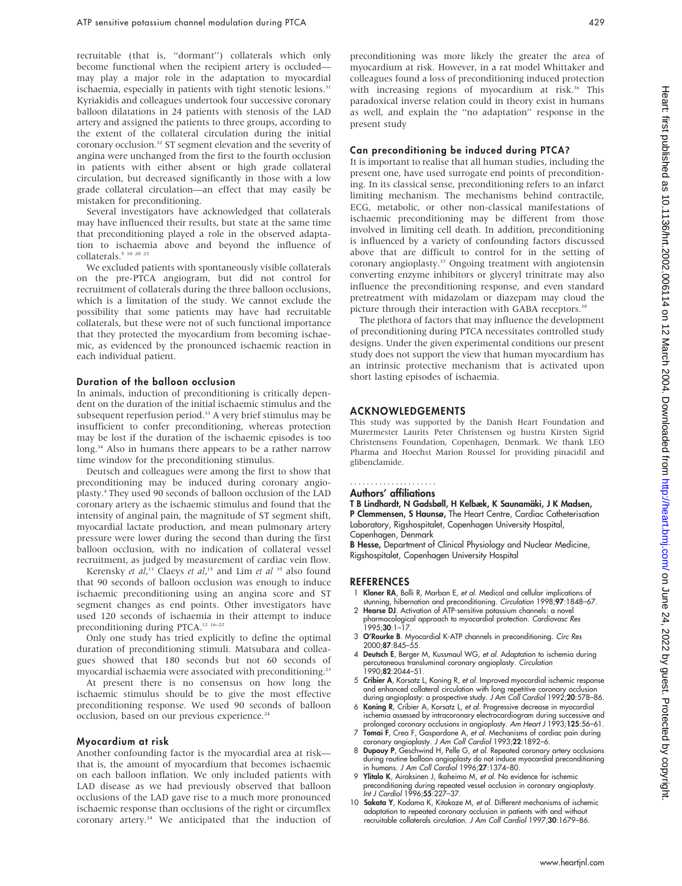recruitable (that is, "dormant") collaterals which only become functional when the recipient artery is occluded—may play a major role in the adaptation to myocardial ischaemia, especially in patients with tight stenotic lesions.[31] Kyriakidis and colleagues undertook four successive coronary balloon dilatations in 24 patients with stenosis of the LAD artery and assigned the patients to three groups, according to the extent of the collateral circulation during the initial coronary occlusion.[32] ST segment elevation and the severity of angina were unchanged from the first to the fourth occlusion in patients with either absent or high grade collateral circulation, but decreased significantly in those with a low grade collateral circulation—an effect that may easily be mistaken for preconditioning.

Several investigators have acknowledged that collaterals may have influenced their results, but state at the same time that preconditioning played a role in the observed adaptation to ischaemia above and beyond the influence of collaterals.[5 10 20 23]

We excluded patients with spontaneously visible collaterals on the pre-PTCA angiogram, but did not control for recruitment of collaterals during the three balloon occlusions, which is a limitation of the study. We cannot exclude the possibility that some patients may have had recruitable collaterals, but these were not of such functional importance that they protected the myocardium from becoming ischaemic, as evidenced by the pronounced ischaemic reaction in each individual patient.

### Duration of the balloon occlusion

In animals, induction of preconditioning is critically dependent on the duration of the initial ischaemic stimulus and the subsequent reperfusion period.[33] A very brief stimulus may be insufficient to confer preconditioning, whereas protection may be lost if the duration of the ischaemic episodes is too long.[34] Also in humans there appears to be a rather narrow time window for the preconditioning stimulus.

Deutsch and colleagues were among the first to show that preconditioning may be induced during coronary angioplasty.[4] They used 90 seconds of balloon occlusion of the LAD coronary artery as the ischaemic stimulus and found that the intensity of anginal pain, the magnitude of ST segment shift, myocardial lactate production, and mean pulmonary artery pressure were lower during the second than during the first balloon occlusion, with no indication of collateral vessel recruitment, as judged by measurement of cardiac vein flow.

Kerensky *et al*,[13] Claeys *et al*,[15] and Lim *et al* [35] also found that 90 seconds of balloon occlusion was enough to induce ischaemic preconditioning using an angina score and ST segment changes as end points. Other investigators have used 120 seconds of ischaemia in their attempt to induce preconditioning during PTCA.[12 16–22]

Only one study has tried explicitly to define the optimal duration of preconditioning stimuli. Matsubara and colleagues showed that 180 seconds but not 60 seconds of myocardial ischaemia were associated with preconditioning.[23]

At present there is no consensus on how long the ischaemic stimulus should be to give the most effective preconditioning response. We used 90 seconds of balloon occlusion, based on our previous experience.[24]

### Myocardium at risk

Another confounding factor is the myocardial area at risk—that is, the amount of myocardium that becomes ischaemic on each balloon inflation. We only included patients with LAD disease as we had previously observed that balloon occlusions of the LAD gave rise to a much more pronounced ischaemic response than occlusions of the right or circumflex coronary artery.[24] We anticipated that the induction of preconditioning was more likely the greater the area of myocardium at risk. However, in a rat model Whittaker and colleagues found a loss of preconditioning induced protection with increasing regions of myocardium at risk.[36] This paradoxical inverse relation could in theory exist in humans as well, and explain the "no adaptation" response in the present study

### Can preconditioning be induced during PTCA?

It is important to realise that all human studies, including the present one, have used surrogate end points of preconditioning. In its classical sense, preconditioning refers to an infarct limiting mechanism. The mechanisms behind contractile, ECG, metabolic, or other non-classical manifestations of ischaemic preconditioning may be different from those involved in limiting cell death. In addition, preconditioning is influenced by a variety of confounding factors discussed above that are difficult to control for in the setting of coronary angioplasty.[37] Ongoing treatment with angiotensin converting enzyme inhibitors or glyceryl trinitrate may also influence the preconditioning response, and even standard pretreatment with midazolam or diazepam may cloud the picture through their interaction with GABA receptors.[38]

The plethora of factors that may influence the development of preconditioning during PTCA necessitates controlled study designs. Under the given experimental conditions our present study does not support the view that human myocardium has an intrinsic protective mechanism that is activated upon short lasting episodes of ischaemia.

## ACKNOWLEDGEMENTS

This study was supported by the Danish Heart Foundation and Murermester Laurits Peter Christensen og hustru Kirsten Sigrid Christensens Foundation, Copenhagen, Denmark. We thank LEO Pharma and Hoechst Marion Roussel for providing pinacidil and glibenclamide.

### Authors' affiliations

**T B Lindhardt, N Gadsbøll, H Kelbæk, K Saunamäki, J K Madsen, P Clemmensen, S Haunsø,** The Heart Centre, Cardiac Catheterisation Laboratory, Rigshospitalet, Copenhagen University Hospital, Copenhagen, Denmark

**B Hesse,** Department of Clinical Physiology and Nuclear Medicine, Rigshospitalet, Copenhagen University Hospital

## REFERENCES

1. **Kloner RA**, Bolli R, Marban E, *et al*. Medical and cellular implications of stunning, hibernation and preconditioning. *Circulation* 1998;**97**:1848–67.
2. **Hearse DJ**. Activation of ATP-sensitive potassium channels: a novel pharmacological approach to myocardial protection. *Cardiovasc Res* 1995;**30**:1–17.
3. **O'Rourke B**. Myocardial K-ATP channels in preconditioning. *Circ Res* 2000;**87**:845–55.
4. **Deutsch E**, Berger M, Kussmaul WG, *et al*. Adaptation to ischemia during percutaneous transluminal coronary angioplasty. *Circulation* 1990;**82**:2044–51.
5. **Cribier A**, Korsatz L, Koning R, *et al*. Improved myocardial ischemic response and enhanced collateral circulation with long repetitive coronary occlusion during angioplasty: a prospective study. *J Am Coll Cardiol* 1992;**20**:578–86.
6. **Koning R**, Cribier A, Korsatz L, *et al*. Progressive decrease in myocardial ischemia assessed by intracoronary electrocardiogram during successive and prolonged coronary occlusions in angioplasty. *Am Heart J* 1993;**125**:56–61.
7. **Tomai F**, Crea F, Gaspardone A, *et al*. Mechanisms of cardiac pain during coronary angioplasty. *J Am Coll Cardiol* 1993;**22**:1892–6.
8. **Dupouy P**, Geschwind H, Pelle G, *et al*. Repeated coronary artery occlusions during routine balloon angioplasty do not induce myocardial preconditioning in humans. *J Am Coll Cardiol* 1996;**27**:1374–80.
9. **Ylitalo K**, Airaksinen J, Ikaheimo M, *et al*. No evidence for ischemic preconditioning during repeated vessel occlusion in coronary angioplasty. *Int J Cardiol* 1996;**55**:227–37.
10. **Sakata Y**, Kodama K, Kitakaze M, *et al*. Different mechanisms of ischemic adaptation to repeated coronary occlusion in patients with and without recruitable collaterals circulation. *J Am Coll Cardiol* 1997;**30**:1679–86.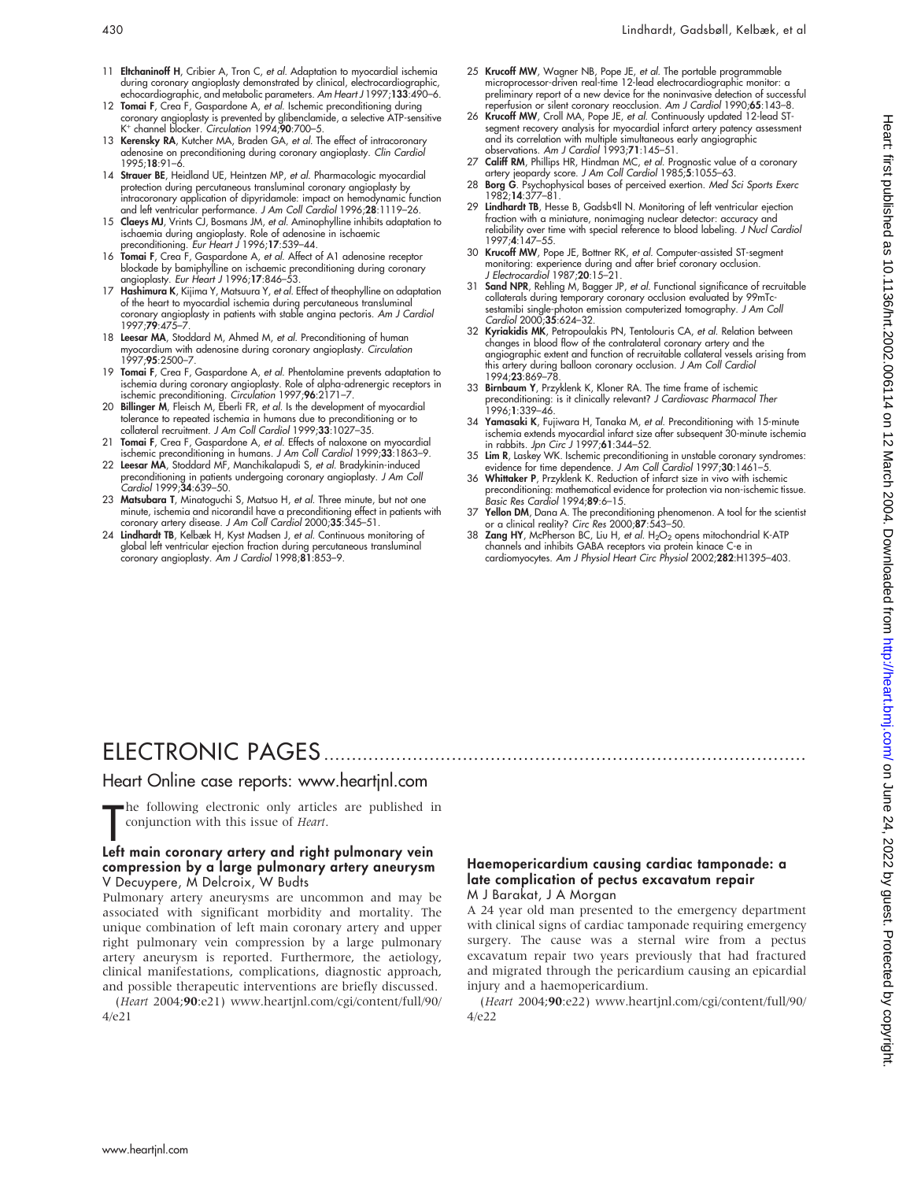11 **Eltchaninoff H**, Cribier A, Tron C, *et al*. Adaptation to myocardial ischemia during coronary angioplasty demonstrated by clinical, electrocardiographic, echocardiographic, and metabolic parameters. *Am Heart J* 1997;**133**:490–6.

12 **Tomai F**, Crea F, Gaspardone A, *et al*. Ischemic preconditioning during coronary angioplasty is prevented by glibenclamide, a selective ATP-sensitive $K^+$ channel blocker. *Circulation* 1994;**90**:700–5.

13 **Kerensky RA**, Kutcher MA, Braden GA, *et al*. The effect of intracoronary adenosine on preconditioning during coronary angioplasty. *Clin Cardiol* 1995;**18**:91–6.

14 **Strauer BE**, Heidland UE, Heintzen MP, *et al*. Pharmacologic myocardial protection during percutaneous transluminal coronary angioplasty by intracoronary application of dipyridamole: impact on hemodynamic function and left ventricular performance. *J Am Coll Cardiol* 1996;**28**:1119–26.

15 **Claeys MJ**, Vrints CJ, Bosmans JM, *et al*. Aminophylline inhibits adaptation to ischaemia during angioplasty. Role of adenosine in ischaemic preconditioning. *Eur Heart J* 1996;**17**:539–44.

16 **Tomai F**, Crea F, Gaspardone A, *et al*. Affect of A1 adenosine receptor blockade by bamiphylline on ischaemic preconditioning during coronary angioplasty. *Eur Heart J* 1996;**17**:846–53.

17 **Hashimura K**, Kijima Y, Matsuura Y, *et al*. Effect of theophylline on adaptation of the heart to myocardial ischemia during percutaneous transluminal coronary angioplasty in patients with stable angina pectoris. *Am J Cardiol* 1997;**79**:475–7.

18 **Leesar MA**, Stoddard M, Ahmed M, *et al*. Preconditioning of human myocardium with adenosine during coronary angioplasty. *Circulation* 1997;**95**:2500–7.

19 **Tomai F**, Crea F, Gaspardone A, *et al*. Phentolamine prevents adaptation to ischemia during coronary angioplasty. Role of alpha-adrenergic receptors in ischemic preconditioning. *Circulation* 1997;**96**:2171–7.

20 **Billinger M**, Fleisch M, Eberli FR, *et al*. Is the development of myocardial tolerance to repeated ischemia in humans due to preconditioning or to collateral recruitment. *J Am Coll Cardiol* 1999;**33**:1027–35.

21 **Tomai F**, Crea F, Gaspardone A, *et al*. Effects of naloxone on myocardial ischemic preconditioning in humans. *J Am Coll Cardiol* 1999;**33**:1863–9.

22 **Leesar MA**, Stoddard MF, Manchikalapudi S, *et al*. Bradykinin-induced preconditioning in patients undergoing coronary angioplasty. *J Am Coll Cardiol* 1999;**34**:639–50.

23 **Matsubara T**, Minatoguchi S, Matsuo H, *et al*. Three minute, but not one minute, ischemia and nicorandil have a preconditioning effect in patients with coronary artery disease. *J Am Coll Cardiol* 2000;**35**:345–51.

24 **Lindhardt TB**, Kelbæk H, Kyst Madsen J, *et al*. Continuous monitoring of global left ventricular ejection fraction during percutaneous transluminal coronary angioplasty. *Am J Cardiol* 1998;**81**:853–9.

25 **Krucoff MW**, Wagner NB, Pope JE, *et al*. The portable programmable microprocessor-driven real-time 12-lead electrocardiographic monitor: a preliminary report of a new device for the noninvasive detection of successful reperfusion or silent coronary reocclusion. *Am J Cardiol* 1990;**65**:143–8.

26 **Krucoff MW**, Croll MA, Pope JE, *et al*. Continuously updated 12-lead ST-segment recovery analysis for myocardial infarct artery patency assessment and its correlation with multiple simultaneous early angiographic observations. *Am J Cardiol* 1993;**71**:145–51.

27 **Califf RM**, Phillips HR, Hindman MC, *et al*. Prognostic value of a coronary artery jeopardy score. *J Am Coll Cardiol* 1985;**5**:1055–63.

28 **Borg G**. Psychophysical bases of perceived exertion. *Med Sci Sports Exerc* 1982;**14**:377–81.

29 **Lindhardt TB**, Hesse B, Gadsb¢ll N. Monitoring of left ventricular ejection fraction with a miniature, nonimaging nuclear detector: accuracy and reliability over time with special reference to blood labeling. *J Nucl Cardiol* 1997;**4**:147–55.

30 **Krucoff MW**, Pope JE, Bottner RK, *et al*. Computer-assisted ST-segment monitoring: experience during and after brief coronary occlusion. *J Electrocardiol* 1987;**20**:15–21.

31 **Sand NPR**, Rehling M, Bagger JP, *et al*. Functional significance of recruitable collaterals during temporary coronary occlusion evaluated by 99mTc-sestamibi single-photon emission computerized tomography. *J Am Coll Cardiol* 2000;**35**:624–32.

32 **Kyriakidis MK**, Petropoulakis PN, Tentolouris CA, *et al*. Relation between changes in blood flow of the contralateral coronary artery and the angiographic extent and function of recruitable collateral vessels arising from this artery during balloon coronary occlusion. *J Am Coll Cardiol* 1994;**23**:869–78.

33 **Birnbaum Y**, Przyklenk K, Kloner RA. The time frame of ischemic preconditioning: is it clinically relevant? *J Cardiovasc Pharmacol Ther* 1996;**1**:339–46.

34 **Yamasaki K**, Fujiwara H, Tanaka M, *et al*. Preconditioning with 15-minute ischemia extends myocardial infarct size after subsequent 30-minute ischemia in rabbits. *Jpn Circ J* 1997;**61**:344–52.

35 **Lim R**, Laskey WK. Ischemic preconditioning in unstable coronary syndromes: evidence for time dependence. *J Am Coll Cardiol* 1997;**30**:1461–5.

36 **Whittaker P**, Przyklenk K. Reduction of infarct size in vivo with ischemic preconditioning: mathematical evidence for protection via non-ischemic tissue. *Basic Res Cardiol* 1994;**89**:6–15.

37 **Yellon DM**, Dana A. The preconditioning phenomenon. A tool for the scientist or a clinical reality? *Circ Res* 2000;**87**:543–50.

38 **Zang HY**, McPherson BC, Liu H, *et al*. $H_2O_2$ opens mitochondrial K-ATP channels and inhibits GABA receptors via protein kinace C-e in cardiomyocytes. *Am J Physiol Heart Circ Physiol* 2002;**282**:H1395–403.

# ELECTRONIC PAGES

## Heart Online case reports: www.heartjnl.com

The following electronic only articles are published in conjunction with this issue of *Heart*.

### Left main coronary artery and right pulmonary vein compression by a large pulmonary artery aneurysm
V Decuypere, M Delcroix, W Budts

Pulmonary artery aneurysms are uncommon and may be associated with significant morbidity and mortality. The unique combination of left main coronary artery and upper right pulmonary vein compression by a large pulmonary artery aneurysm is reported. Furthermore, the aetiology, clinical manifestations, complications, diagnostic approach, and possible therapeutic interventions are briefly discussed.

(*Heart* 2004;**90**:e21) www.heartjnl.com/cgi/content/full/90/4/e21

### Haemopericardium causing cardiac tamponade: a late complication of pectus excavatum repair
M J Barakat, J A Morgan

A 24 year old man presented to the emergency department with clinical signs of cardiac tamponade requiring emergency surgery. The cause was a sternal wire from a pectus excavatum repair two years previously that had fractured and migrated through the pericardium causing an epicardial injury and a haemopericardium.

(*Heart* 2004;**90**:e22) www.heartjnl.com/cgi/content/full/90/4/e22